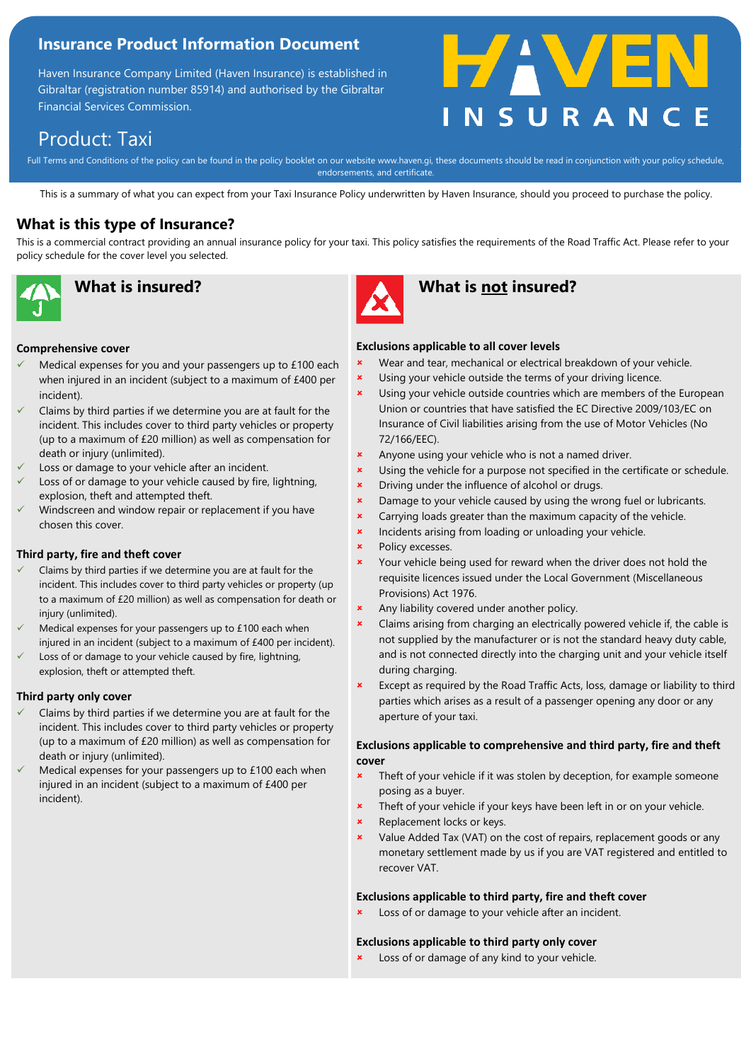# Insurance Product Information Document

Haven Insurance Company Limited (Haven Insurance) is established in Gibraltar (registration number 85914) and authorised by the Gibraltar Financial Services Commission.

HAVEN INSURANCE

## Product: Taxi

Full Terms and Conditions of the policy can be found in the policy booklet on our website www.haven.gi, these documents should be read in conjunction with your policy schedule, endorsements, and certificate.

This is a summary of what you can expect from your Taxi Insurance Policy underwritten by Haven Insurance, should you proceed to purchase the policy.

## What is this type of Insurance?

This is a commercial contract providing an annual insurance policy for your taxi. This policy satisfies the requirements of the Road Traffic Act. Please refer to your policy schedule for the cover level you selected.

## What is insured?

**Comprehensive cover**

- ✓ Medical expenses for you and your passengers up to £100 each when injured in an incident (subject to a maximum of £400 per incident).
- ✓ Claims by third parties if we determine you are at fault for the incident. This includes cover to third party vehicles or property (up to a maximum of £20 million) as well as compensation for death or injury (unlimited).
- ✓ Loss or damage to your vehicle after an incident.
- ✓ Loss of or damage to your vehicle caused by fire, lightning, explosion, theft and attempted theft.
- ✓ Windscreen and window repair or replacement if you have chosen this cover.

**Third party, fire and theft cover**

- ✓ Claims by third parties if we determine you are at fault for the incident. This includes cover to third party vehicles or property (up to a maximum of £20 million) as well as compensation for death or injury (unlimited).
- ✓ Medical expenses for your passengers up to £100 each when injured in an incident (subject to a maximum of £400 per incident).
- ✓ Loss of or damage to your vehicle caused by fire, lightning, explosion, theft or attempted theft.

**Third party only cover**

- ✓ Claims by third parties if we determine you are at fault for the incident. This includes cover to third party vehicles or property (up to a maximum of £20 million) as well as compensation for death or injury (unlimited).
- ✓ Medical expenses for your passengers up to £100 each when injured in an incident (subject to a maximum of £400 per incident).

## What is not insured?

**Exclusions applicable to all cover levels**

- ✗ Wear and tear, mechanical or electrical breakdown of your vehicle.
- ✗ Using your vehicle outside the terms of your driving licence.
- ✗ Using your vehicle outside countries which are members of the European Union or countries that have satisfied the EC Directive 2009/103/EC on Insurance of Civil liabilities arising from the use of Motor Vehicles (No 72/166/EEC).
- ✗ Anyone using your vehicle who is not a named driver.
- ✗ Using the vehicle for a purpose not specified in the certificate or schedule.
- ✗ Driving under the influence of alcohol or drugs.
- ✗ Damage to your vehicle caused by using the wrong fuel or lubricants.
- ✗ Carrying loads greater than the maximum capacity of the vehicle.
- ✗ Incidents arising from loading or unloading your vehicle.
- ✗ Policy excesses.
- ✗ Your vehicle being used for reward when the driver does not hold the requisite licences issued under the Local Government (Miscellaneous Provisions) Act 1976.
- ✗ Any liability covered under another policy.
- ✗ Claims arising from charging an electrically powered vehicle if, the cable is not supplied by the manufacturer or is not the standard heavy duty cable, and is not connected directly into the charging unit and your vehicle itself during charging.
- ✗ Except as required by the Road Traffic Acts, loss, damage or liability to third parties which arises as a result of a passenger opening any door or any aperture of your taxi.

**Exclusions applicable to comprehensive and third party, fire and theft cover**

- ✗ Theft of your vehicle if it was stolen by deception, for example someone posing as a buyer.
- ✗ Theft of your vehicle if your keys have been left in or on your vehicle.
- ✗ Replacement locks or keys.
- ✗ Value Added Tax (VAT) on the cost of repairs, replacement goods or any monetary settlement made by us if you are VAT registered and entitled to recover VAT.

**Exclusions applicable to third party, fire and theft cover**

- ✗ Loss of or damage to your vehicle after an incident.

**Exclusions applicable to third party only cover**

- ✗ Loss of or damage of any kind to your vehicle.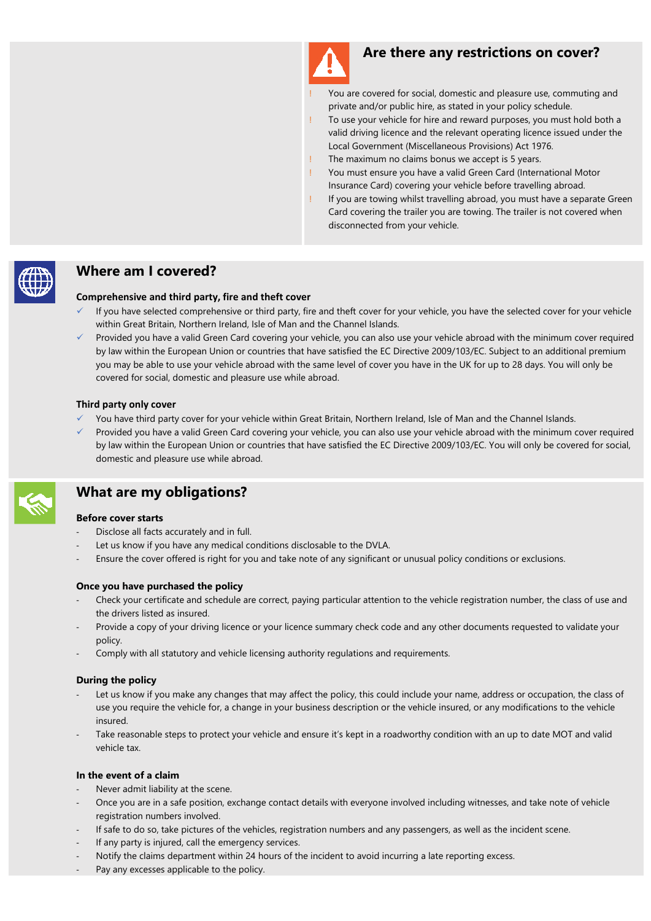## Are there any restrictions on cover?

- ! You are covered for social, domestic and pleasure use, commuting and private and/or public hire, as stated in your policy schedule.
- ! To use your vehicle for hire and reward purposes, you must hold both a valid driving licence and the relevant operating licence issued under the Local Government (Miscellaneous Provisions) Act 1976.
- ! The maximum no claims bonus we accept is 5 years.
- ! You must ensure you have a valid Green Card (International Motor Insurance Card) covering your vehicle before travelling abroad.
- ! If you are towing whilst travelling abroad, you must have a separate Green Card covering the trailer you are towing. The trailer is not covered when disconnected from your vehicle.

## Where am I covered?

**Comprehensive and third party, fire and theft cover**

- ✓ If you have selected comprehensive or third party, fire and theft cover for your vehicle, you have the selected cover for your vehicle within Great Britain, Northern Ireland, Isle of Man and the Channel Islands.
- ✓ Provided you have a valid Green Card covering your vehicle, you can also use your vehicle abroad with the minimum cover required by law within the European Union or countries that have satisfied the EC Directive 2009/103/EC. Subject to an additional premium you may be able to use your vehicle abroad with the same level of cover you have in the UK for up to 28 days. You will only be covered for social, domestic and pleasure use while abroad.

**Third party only cover**

- ✓ You have third party cover for your vehicle within Great Britain, Northern Ireland, Isle of Man and the Channel Islands.
- ✓ Provided you have a valid Green Card covering your vehicle, you can also use your vehicle abroad with the minimum cover required by law within the European Union or countries that have satisfied the EC Directive 2009/103/EC. You will only be covered for social, domestic and pleasure use while abroad.

## What are my obligations?

**Before cover starts**

- Disclose all facts accurately and in full.
- Let us know if you have any medical conditions disclosable to the DVLA.
- Ensure the cover offered is right for you and take note of any significant or unusual policy conditions or exclusions.

**Once you have purchased the policy**

- Check your certificate and schedule are correct, paying particular attention to the vehicle registration number, the class of use and the drivers listed as insured.
- Provide a copy of your driving licence or your licence summary check code and any other documents requested to validate your policy.
- Comply with all statutory and vehicle licensing authority regulations and requirements.

**During the policy**

- Let us know if you make any changes that may affect the policy, this could include your name, address or occupation, the class of use you require the vehicle for, a change in your business description or the vehicle insured, or any modifications to the vehicle insured.
- Take reasonable steps to protect your vehicle and ensure it's kept in a roadworthy condition with an up to date MOT and valid vehicle tax.

**In the event of a claim**

- Never admit liability at the scene.
- Once you are in a safe position, exchange contact details with everyone involved including witnesses, and take note of vehicle registration numbers involved.
- If safe to do so, take pictures of the vehicles, registration numbers and any passengers, as well as the incident scene.
- If any party is injured, call the emergency services.
- Notify the claims department within 24 hours of the incident to avoid incurring a late reporting excess.
- Pay any excesses applicable to the policy.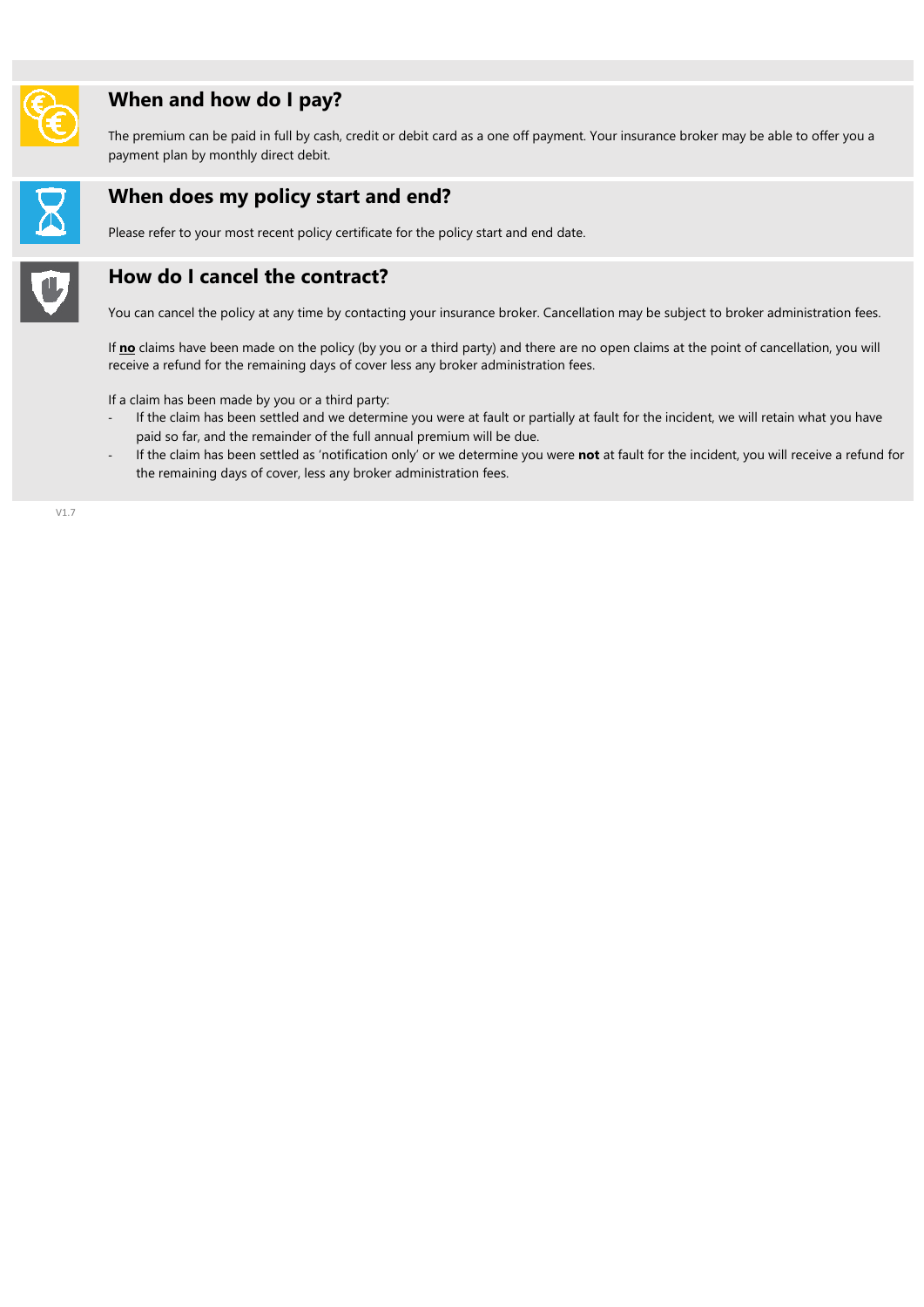## When and how do I pay?

The premium can be paid in full by cash, credit or debit card as a one off payment. Your insurance broker may be able to offer you a payment plan by monthly direct debit.

## When does my policy start and end?

Please refer to your most recent policy certificate for the policy start and end date.

## How do I cancel the contract?

You can cancel the policy at any time by contacting your insurance broker. Cancellation may be subject to broker administration fees.

If **no** claims have been made on the policy (by you or a third party) and there are no open claims at the point of cancellation, you will receive a refund for the remaining days of cover less any broker administration fees.

If a claim has been made by you or a third party:

- If the claim has been settled and we determine you were at fault or partially at fault for the incident, we will retain what you have paid so far, and the remainder of the full annual premium will be due.
- If the claim has been settled as 'notification only' or we determine you were **not** at fault for the incident, you will receive a refund for the remaining days of cover, less any broker administration fees.

V1.7